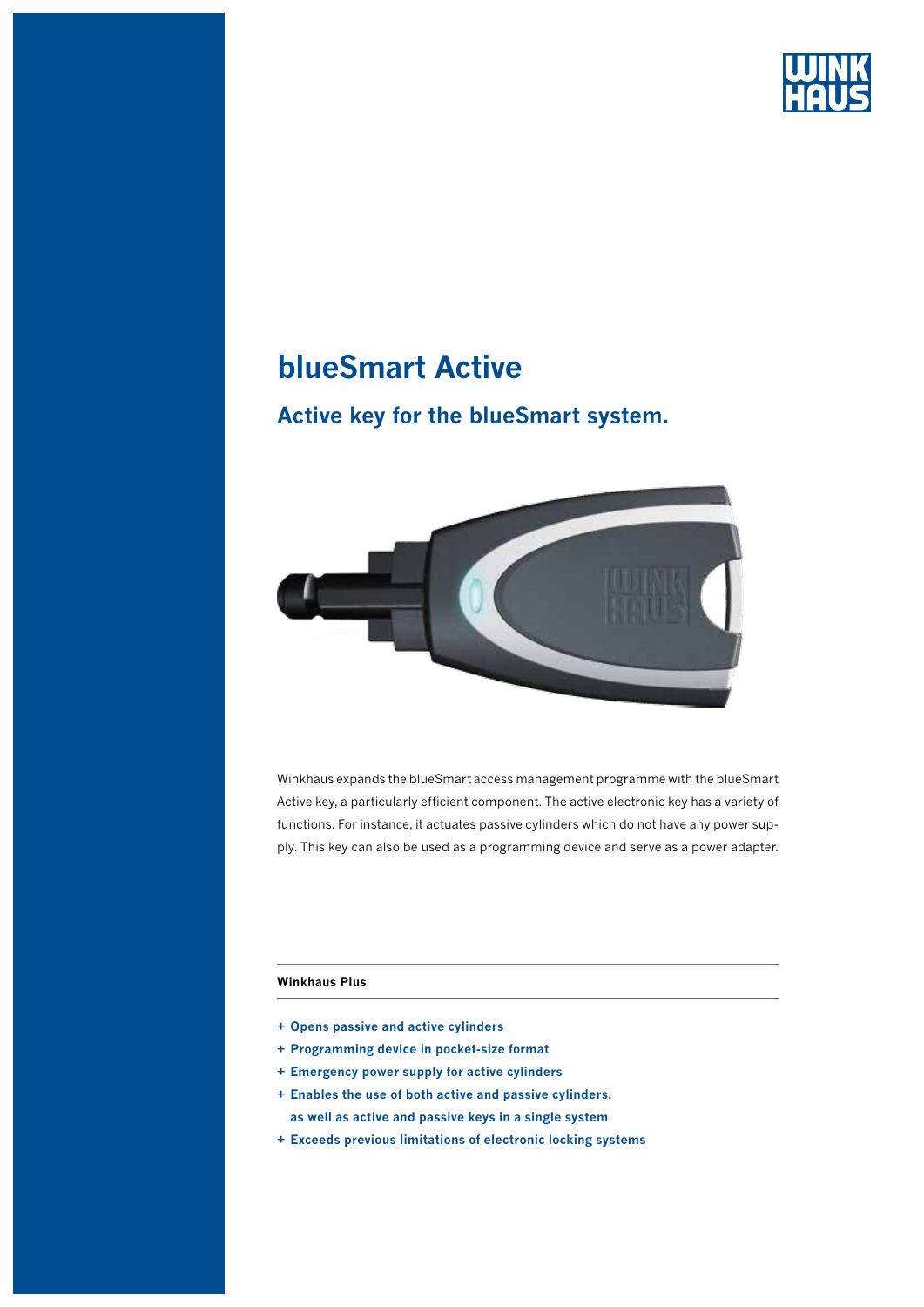# blueSmart Active

## Active key for the blueSmart system.

Winkhaus expands the blueSmart access management programme with the blueSmart Active key, a particularly efficient component. The active electronic key has a variety of functions. For instance, it actuates passive cylinders which do not have any power supply. This key can also be used as a programming device and serve as a power adapter.

**Winkhaus Plus**

- **+ Opens passive and active cylinders**
- **+ Programming device in pocket-size format**
- **+ Emergency power supply for active cylinders**
- **+ Enables the use of both active and passive cylinders, as well as active and passive keys in a single system**
- **+ Exceeds previous limitations of electronic locking systems**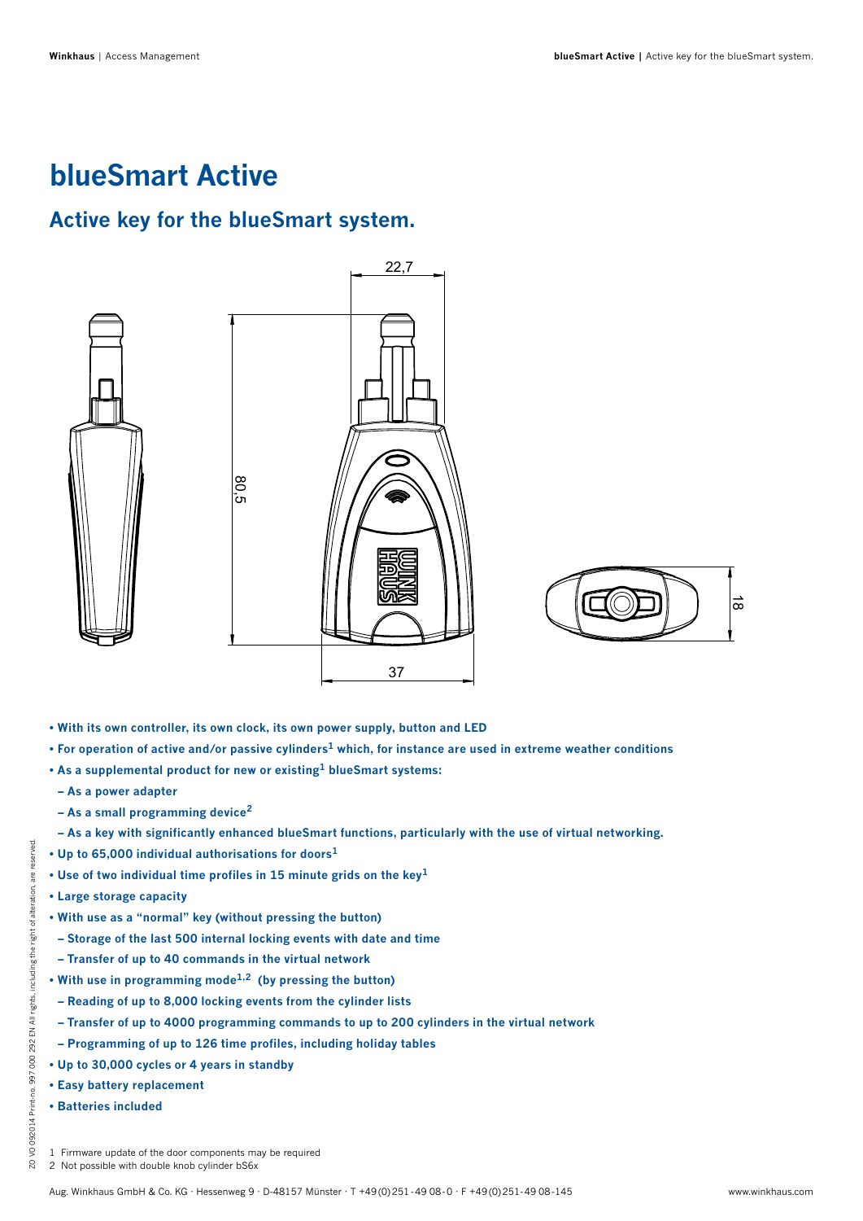# blueSmart Active

## Active key for the blueSmart system.

22,7

80,5

37

18

- With its own controller, its own clock, its own power supply, button and LED
- For operation of active and/or passive cylinders[1] which, for instance are used in extreme weather conditions
- As a supplemental product for new or existing[1] blueSmart systems:
  - As a power adapter
  - As a small programming device[2]
  - As a key with significantly enhanced blueSmart functions, particularly with the use of virtual networking.
- Up to 65,000 individual authorisations for doors[1]
- Use of two individual time profiles in 15 minute grids on the key[1]
- Large storage capacity
- With use as a "normal" key (without pressing the button)
  - Storage of the last 500 internal locking events with date and time
  - Transfer of up to 40 commands in the virtual network
- With use in programming mode[1,2] (by pressing the button)
  - Reading of up to 8,000 locking events from the cylinder lists
  - Transfer of up to 4000 programming commands to up to 200 cylinders in the virtual network
  - Programming of up to 126 time profiles, including holiday tables
- Up to 30,000 cycles or 4 years in standby
- Easy battery replacement
- Batteries included

1 Firmware update of the door components may be required
2 Not possible with double knob cylinder bS6x

ZO VO 092014 Print-no. 997 000 292 EN All rights, including the right of alteration, are reserved.

Aug. Winkhaus GmbH & Co. KG · Hessenweg 9 · D-48157 Münster · T +49(0)251-49 08-0 · F +49(0)251-49 08-145 www.winkhaus.com